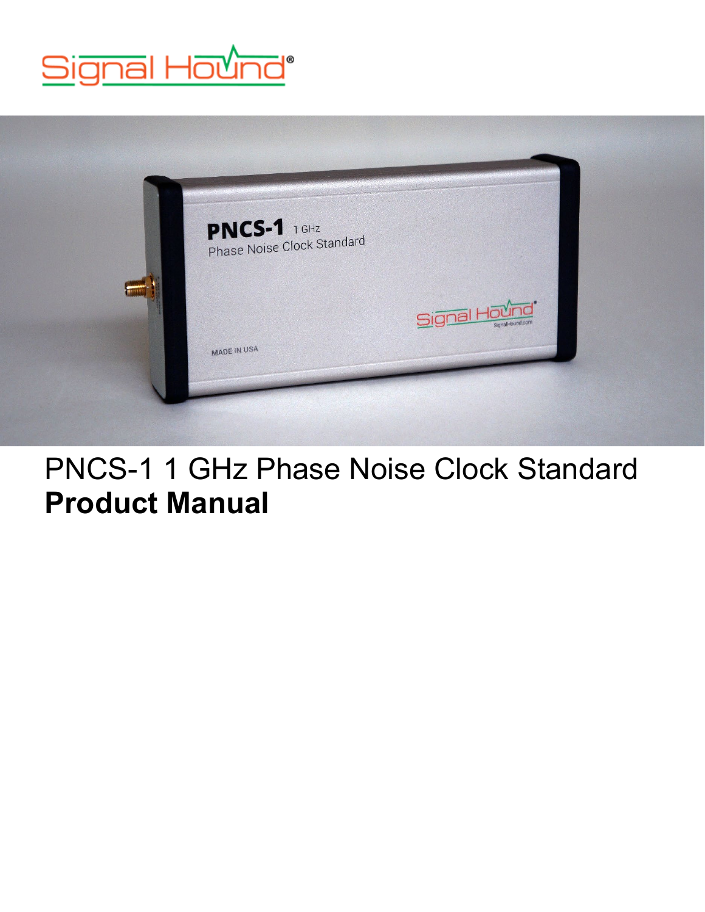# PNCS-1 1 GHz Phase Noise Clock Standard

**Product Manual**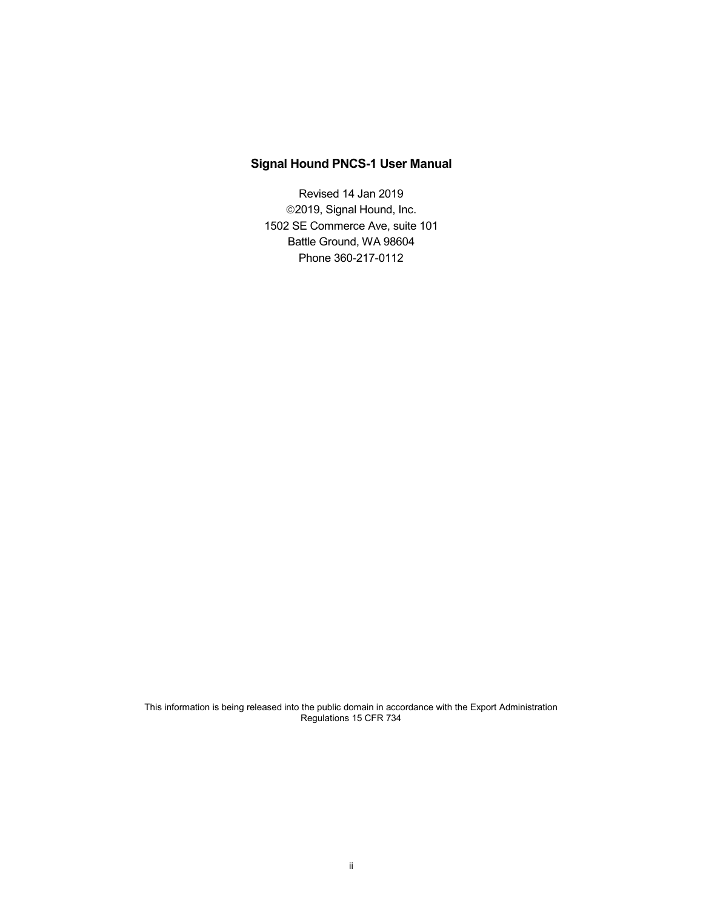**Signal Hound PNCS-1 User Manual**

Revised 14 Jan 2019

©2019, Signal Hound, Inc.

1502 SE Commerce Ave, suite 101

Battle Ground, WA 98604

Phone 360-217-0112

This information is being released into the public domain in accordance with the Export Administration Regulations 15 CFR 734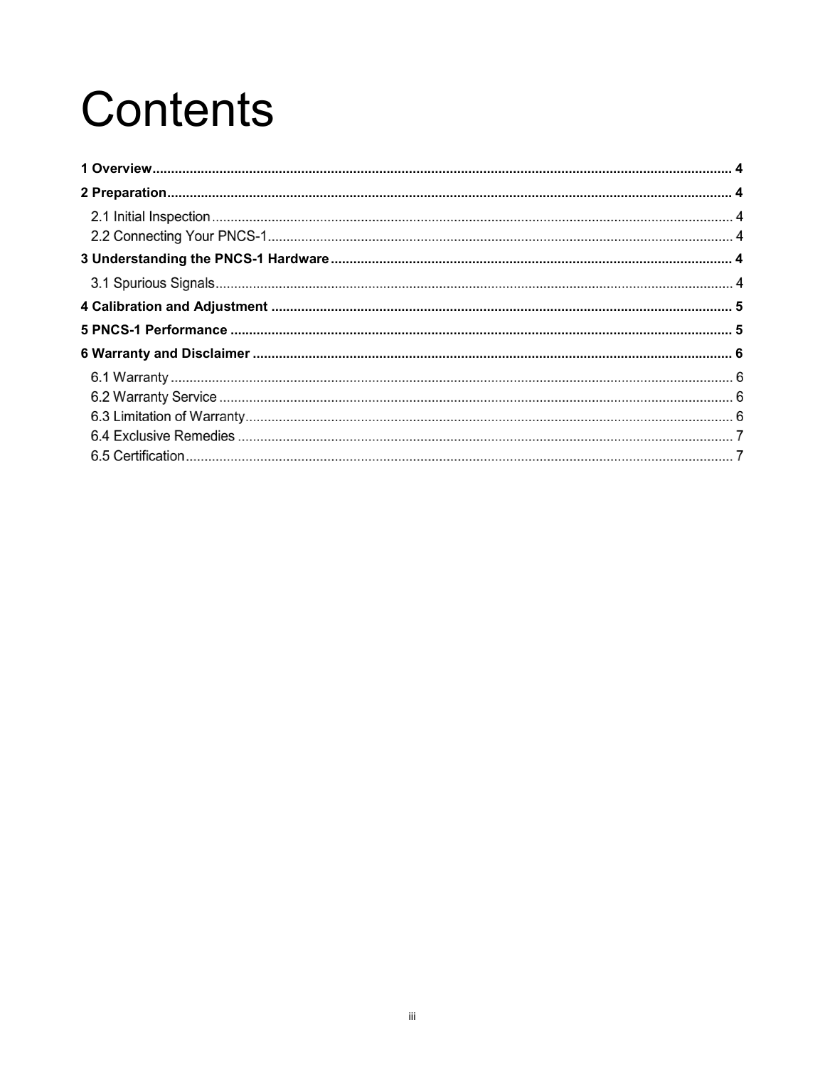# Contents

**1 Overview** .......... 4

**2 Preparation** .......... 4

2.1 Initial Inspection .......... 4

2.2 Connecting Your PNCS-1 .......... 4

**3 Understanding the PNCS-1 Hardware** .......... 4

3.1 Spurious Signals .......... 4

**4 Calibration and Adjustment** .......... 5

**5 PNCS-1 Performance** .......... 5

**6 Warranty and Disclaimer** .......... 6

6.1 Warranty .......... 6

6.2 Warranty Service .......... 6

6.3 Limitation of Warranty .......... 6

6.4 Exclusive Remedies .......... 7

6.5 Certification .......... 7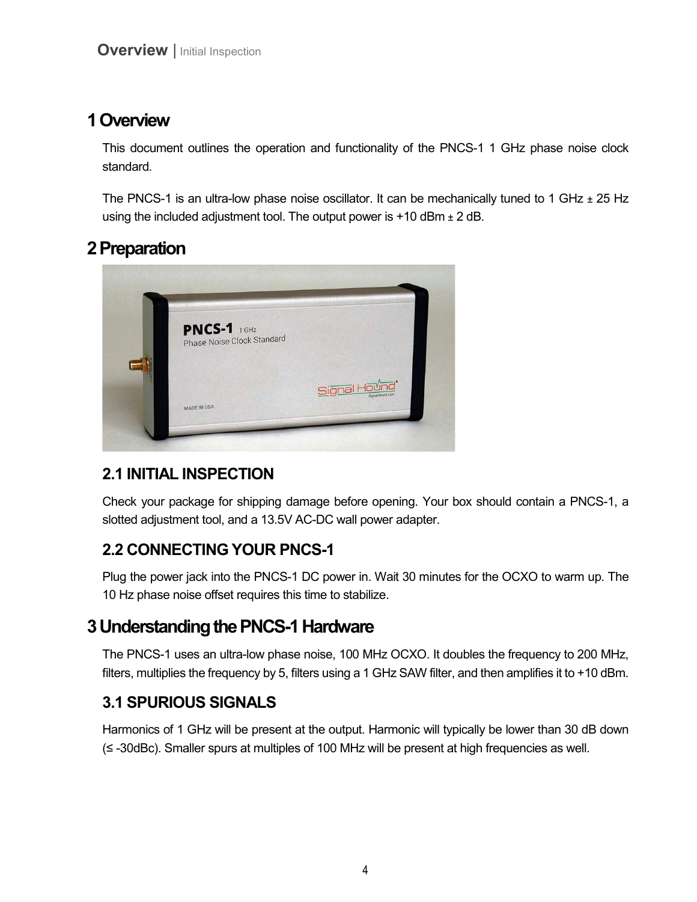# 1 Overview

This document outlines the operation and functionality of the PNCS-1 1 GHz phase noise clock standard.

The PNCS-1 is an ultra-low phase noise oscillator. It can be mechanically tuned to 1 GHz ± 25 Hz using the included adjustment tool. The output power is +10 dBm ± 2 dB.

# 2 Preparation

## 2.1 INITIAL INSPECTION

Check your package for shipping damage before opening. Your box should contain a PNCS-1, a slotted adjustment tool, and a 13.5V AC-DC wall power adapter.

## 2.2 CONNECTING YOUR PNCS-1

Plug the power jack into the PNCS-1 DC power in. Wait 30 minutes for the OCXO to warm up. The 10 Hz phase noise offset requires this time to stabilize.

# 3 Understanding the PNCS-1 Hardware

The PNCS-1 uses an ultra-low phase noise, 100 MHz OCXO. It doubles the frequency to 200 MHz, filters, multiplies the frequency by 5, filters using a 1 GHz SAW filter, and then amplifies it to +10 dBm.

## 3.1 SPURIOUS SIGNALS

Harmonics of 1 GHz will be present at the output. Harmonic will typically be lower than 30 dB down (≤ -30dBc). Smaller spurs at multiples of 100 MHz will be present at high frequencies as well.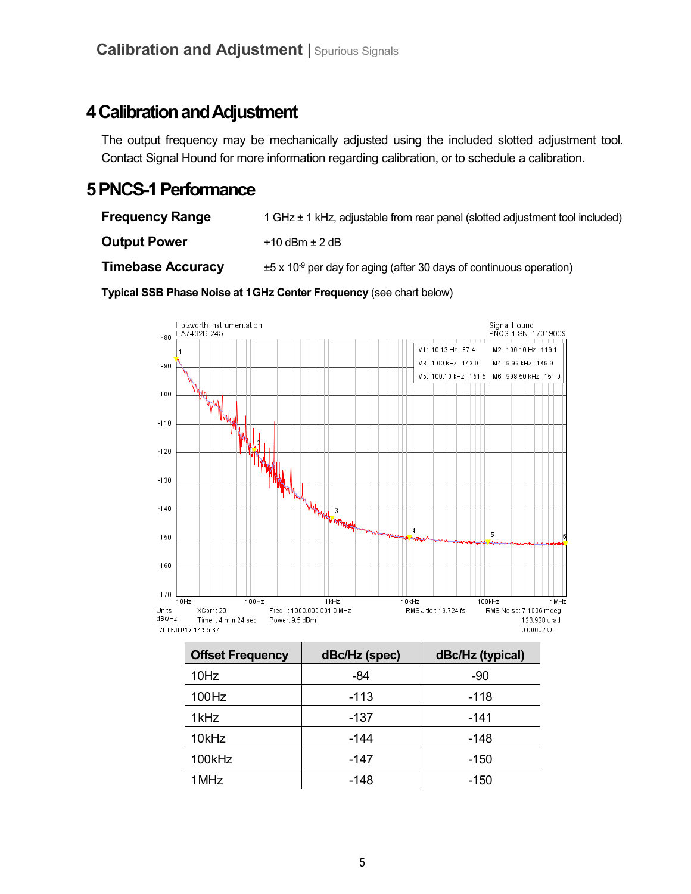# 4 Calibration and Adjustment

The output frequency may be mechanically adjusted using the included slotted adjustment tool. Contact Signal Hound for more information regarding calibration, or to schedule a calibration.

# 5 PNCS-1 Performance

**Frequency Range** 1 GHz ± 1 kHz, adjustable from rear panel (slotted adjustment tool included)

**Output Power** +10 dBm ± 2 dB

**Timebase Accuracy** ±5 x $10^{-9}$ per day for aging (after 30 days of continuous operation)

**Typical SSB Phase Noise at 1GHz Center Frequency** (see chart below)

| Offset Frequency | dBc/Hz (spec) | dBc/Hz (typical) |
|---|---|---|
| 10Hz | -84 | -90 |
| 100Hz | -113 | -118 |
| 1kHz | -137 | -141 |
| 10kHz | -144 | -148 |
| 100kHz | -147 | -150 |
| 1MHz | -148 | -150 |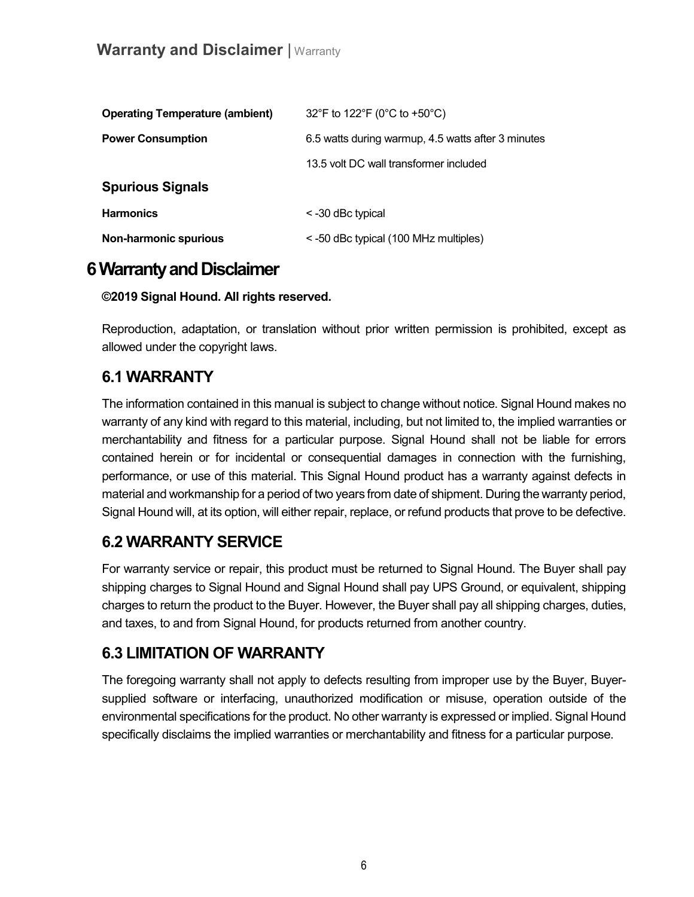| | |
|---|---|
| **Operating Temperature (ambient)** | 32°F to 122°F (0°C to +50°C) |
| **Power Consumption** | 6.5 watts during warmup, 4.5 watts after 3 minutes |
| | 13.5 volt DC wall transformer included |
| **Spurious Signals** | |
| **Harmonics** | < -30 dBc typical |
| **Non-harmonic spurious** | < -50 dBc typical (100 MHz multiples) |

# 6 Warranty and Disclaimer

**©2019 Signal Hound. All rights reserved.**

Reproduction, adaptation, or translation without prior written permission is prohibited, except as allowed under the copyright laws.

## 6.1 WARRANTY

The information contained in this manual is subject to change without notice. Signal Hound makes no warranty of any kind with regard to this material, including, but not limited to, the implied warranties or merchantability and fitness for a particular purpose. Signal Hound shall not be liable for errors contained herein or for incidental or consequential damages in connection with the furnishing, performance, or use of this material. This Signal Hound product has a warranty against defects in material and workmanship for a period of two years from date of shipment. During the warranty period, Signal Hound will, at its option, will either repair, replace, or refund products that prove to be defective.

## 6.2 WARRANTY SERVICE

For warranty service or repair, this product must be returned to Signal Hound. The Buyer shall pay shipping charges to Signal Hound and Signal Hound shall pay UPS Ground, or equivalent, shipping charges to return the product to the Buyer. However, the Buyer shall pay all shipping charges, duties, and taxes, to and from Signal Hound, for products returned from another country.

## 6.3 LIMITATION OF WARRANTY

The foregoing warranty shall not apply to defects resulting from improper use by the Buyer, Buyer-supplied software or interfacing, unauthorized modification or misuse, operation outside of the environmental specifications for the product. No other warranty is expressed or implied. Signal Hound specifically disclaims the implied warranties or merchantability and fitness for a particular purpose.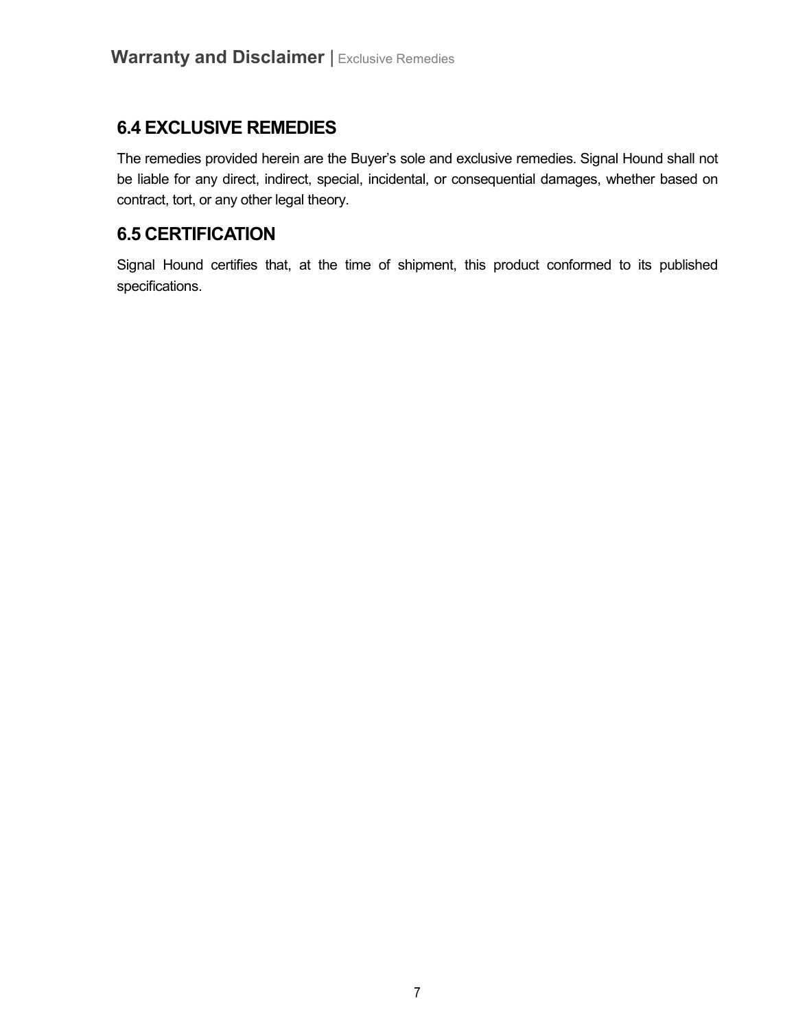## 6.4 EXCLUSIVE REMEDIES

The remedies provided herein are the Buyer's sole and exclusive remedies. Signal Hound shall not be liable for any direct, indirect, special, incidental, or consequential damages, whether based on contract, tort, or any other legal theory.

## 6.5 CERTIFICATION

Signal Hound certifies that, at the time of shipment, this product conformed to its published specifications.